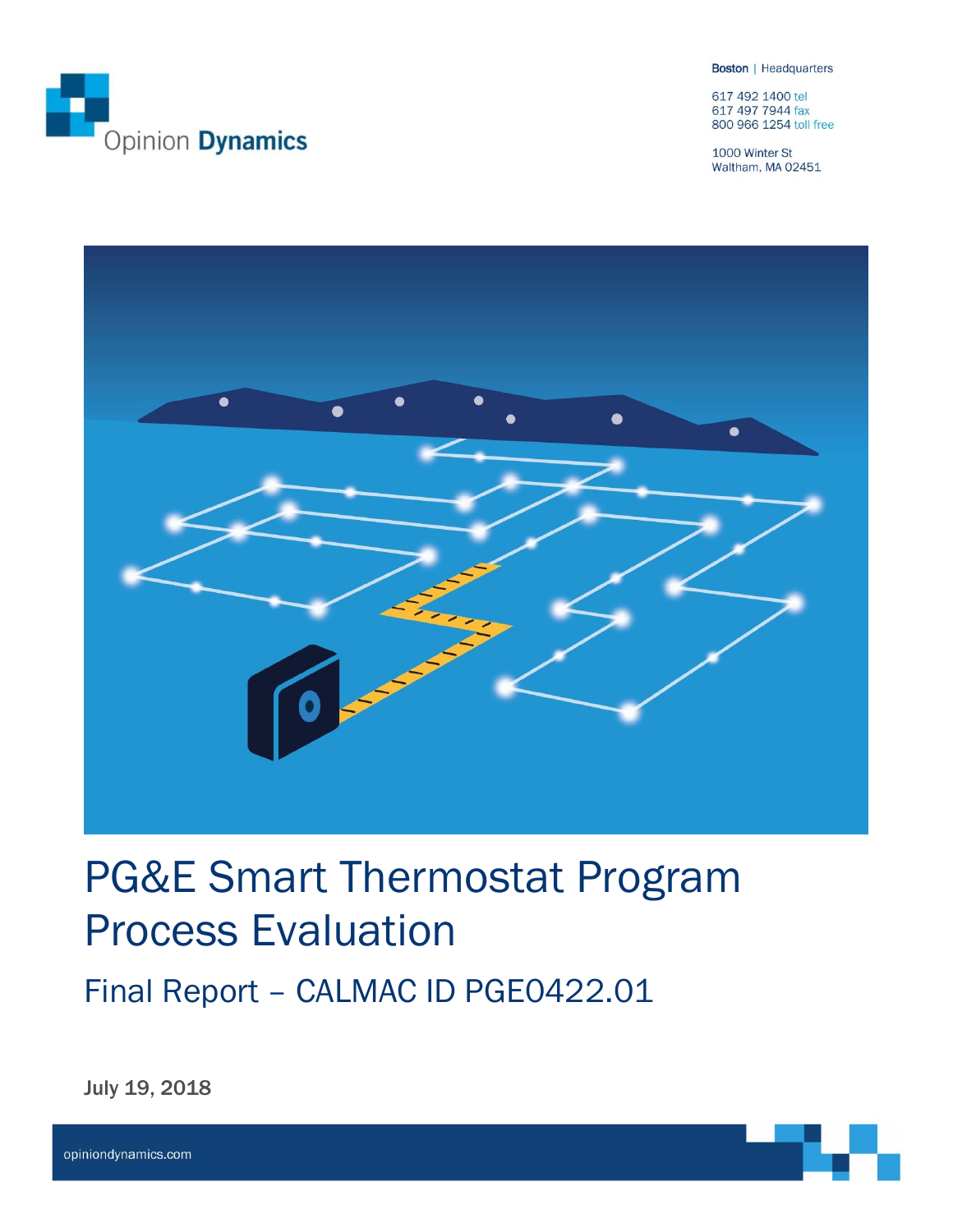Opinion **Dynamics**

**Boston** | Headquarters

617 492 1400 tel
617 497 7944 fax
800 966 1254 toll free

1000 Winter St
Waltham, MA 02451

# PG&E Smart Thermostat Program Process Evaluation

## Final Report – CALMAC ID PGE0422.01

**July 19, 2018**

opiniondynamics.com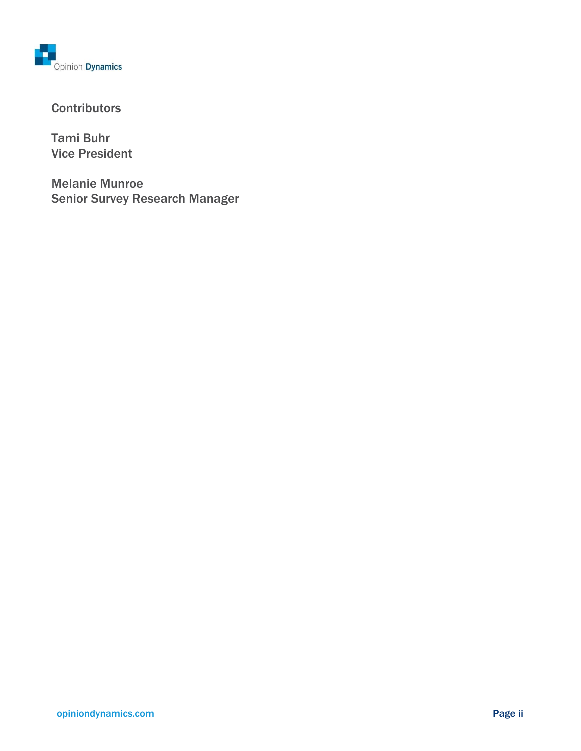## Contributors

Tami Buhr
Vice President

Melanie Munroe
Senior Survey Research Manager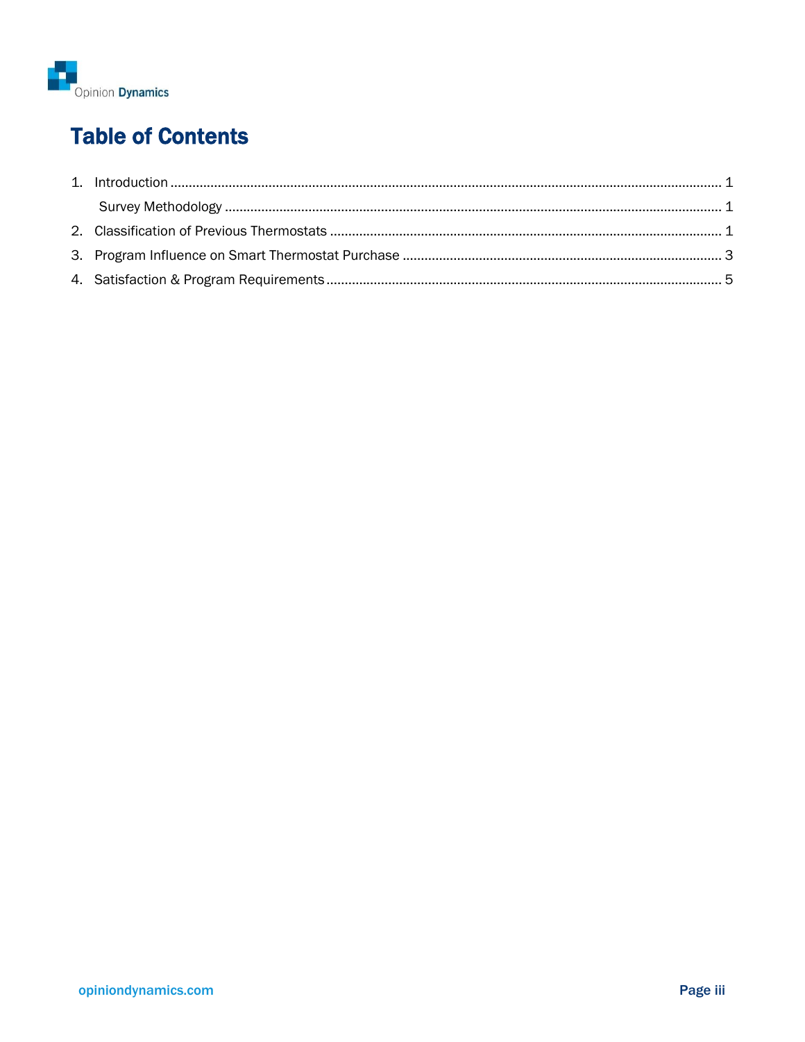# Table of Contents

1. Introduction ..... 1
   - Survey Methodology ..... 1
2. Classification of Previous Thermostats ..... 1
3. Program Influence on Smart Thermostat Purchase ..... 3
4. Satisfaction & Program Requirements ..... 5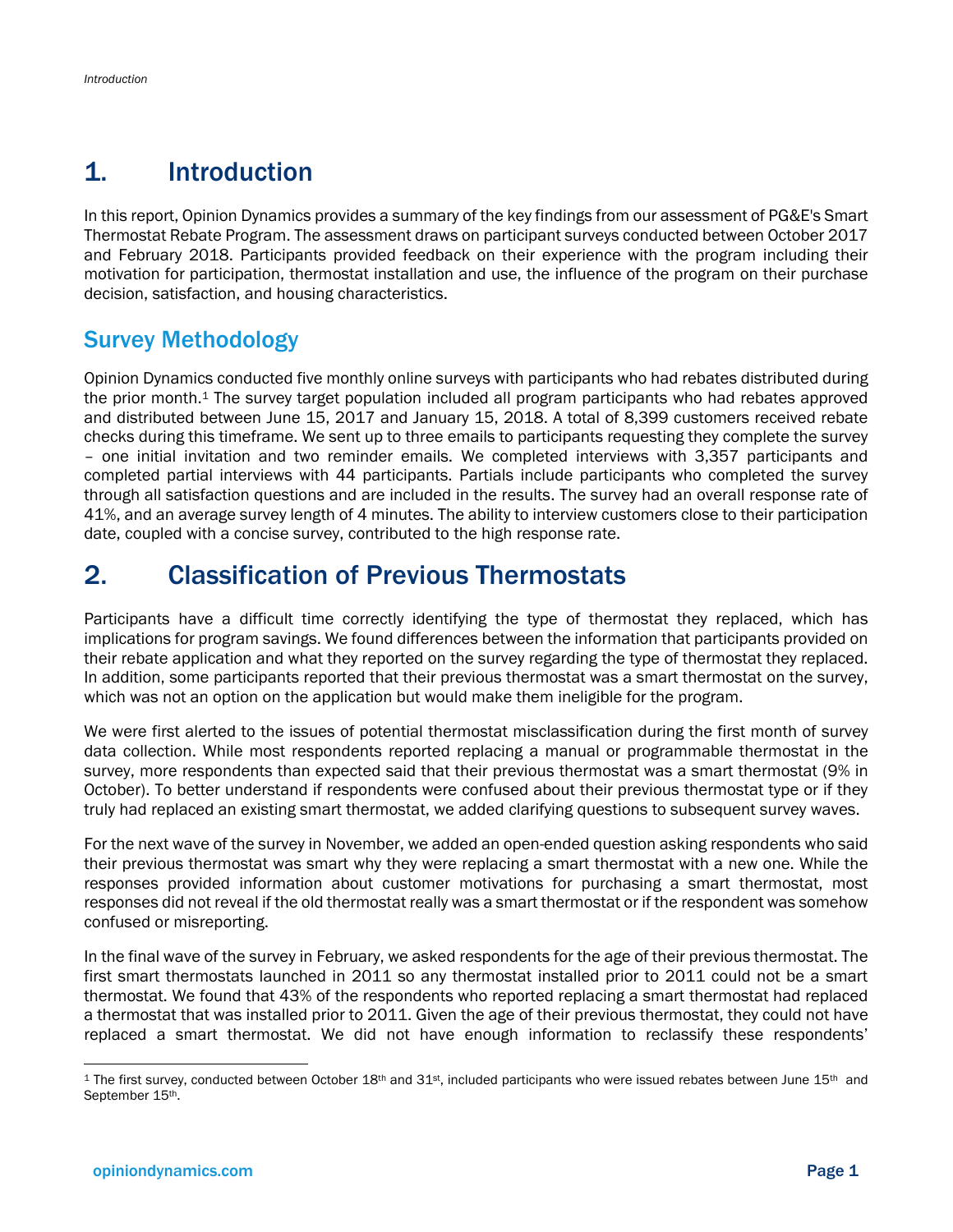# 1. Introduction

In this report, Opinion Dynamics provides a summary of the key findings from our assessment of PG&E's Smart Thermostat Rebate Program. The assessment draws on participant surveys conducted between October 2017 and February 2018. Participants provided feedback on their experience with the program including their motivation for participation, thermostat installation and use, the influence of the program on their purchase decision, satisfaction, and housing characteristics.

## Survey Methodology

Opinion Dynamics conducted five monthly online surveys with participants who had rebates distributed during the prior month.[1] The survey target population included all program participants who had rebates approved and distributed between June 15, 2017 and January 15, 2018. A total of 8,399 customers received rebate checks during this timeframe. We sent up to three emails to participants requesting they complete the survey – one initial invitation and two reminder emails. We completed interviews with 3,357 participants and completed partial interviews with 44 participants. Partials include participants who completed the survey through all satisfaction questions and are included in the results. The survey had an overall response rate of 41%, and an average survey length of 4 minutes. The ability to interview customers close to their participation date, coupled with a concise survey, contributed to the high response rate.

# 2. Classification of Previous Thermostats

Participants have a difficult time correctly identifying the type of thermostat they replaced, which has implications for program savings. We found differences between the information that participants provided on their rebate application and what they reported on the survey regarding the type of thermostat they replaced. In addition, some participants reported that their previous thermostat was a smart thermostat on the survey, which was not an option on the application but would make them ineligible for the program.

We were first alerted to the issues of potential thermostat misclassification during the first month of survey data collection. While most respondents reported replacing a manual or programmable thermostat in the survey, more respondents than expected said that their previous thermostat was a smart thermostat (9% in October). To better understand if respondents were confused about their previous thermostat type or if they truly had replaced an existing smart thermostat, we added clarifying questions to subsequent survey waves.

For the next wave of the survey in November, we added an open-ended question asking respondents who said their previous thermostat was smart why they were replacing a smart thermostat with a new one. While the responses provided information about customer motivations for purchasing a smart thermostat, most responses did not reveal if the old thermostat really was a smart thermostat or if the respondent was somehow confused or misreporting.

In the final wave of the survey in February, we asked respondents for the age of their previous thermostat. The first smart thermostats launched in 2011 so any thermostat installed prior to 2011 could not be a smart thermostat. We found that 43% of the respondents who reported replacing a smart thermostat had replaced a thermostat that was installed prior to 2011. Given the age of their previous thermostat, they could not have replaced a smart thermostat. We did not have enough information to reclassify these respondents'

[1] The first survey, conducted between October 18th and 31st, included participants who were issued rebates between June 15th and September 15th.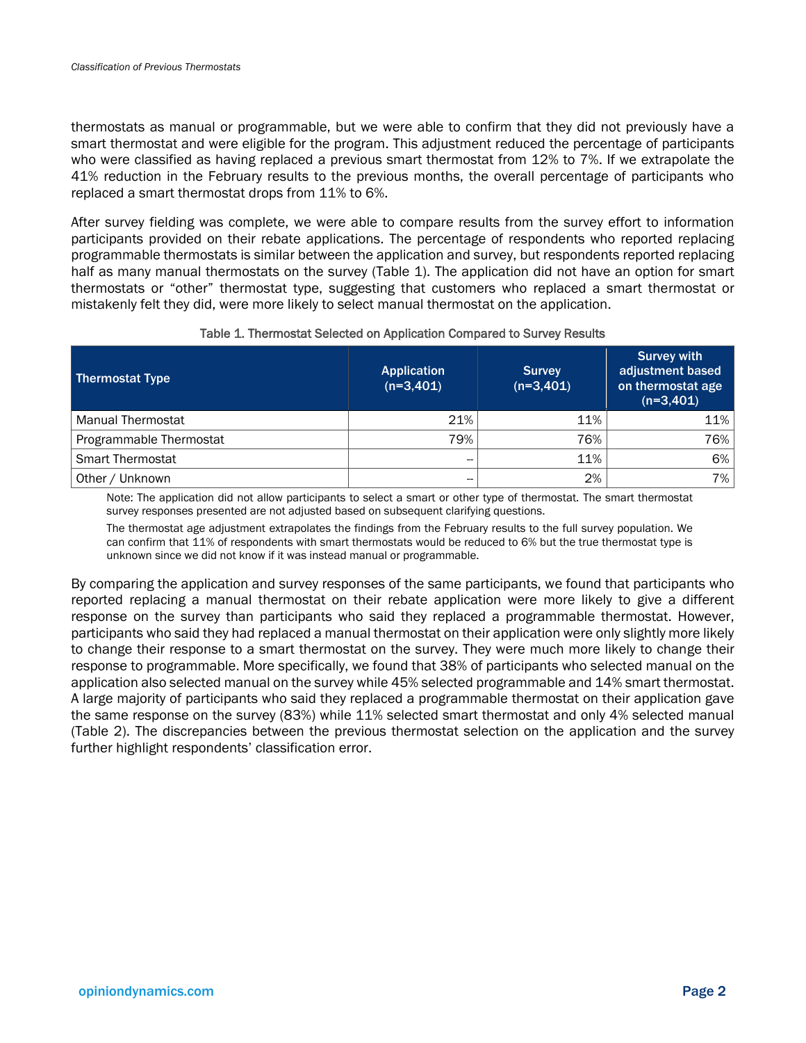thermostats as manual or programmable, but we were able to confirm that they did not previously have a smart thermostat and were eligible for the program. This adjustment reduced the percentage of participants who were classified as having replaced a previous smart thermostat from 12% to 7%. If we extrapolate the 41% reduction in the February results to the previous months, the overall percentage of participants who replaced a smart thermostat drops from 11% to 6%.

After survey fielding was complete, we were able to compare results from the survey effort to information participants provided on their rebate applications. The percentage of respondents who reported replacing programmable thermostats is similar between the application and survey, but respondents reported replacing half as many manual thermostats on the survey (Table 1). The application did not have an option for smart thermostats or "other" thermostat type, suggesting that customers who replaced a smart thermostat or mistakenly felt they did, were more likely to select manual thermostat on the application.

Table 1. Thermostat Selected on Application Compared to Survey Results

| Thermostat Type | Application (n=3,401) | Survey (n=3,401) | Survey with adjustment based on thermostat age (n=3,401) |
|---|---|---|---|
| Manual Thermostat | 21% | 11% | 11% |
| Programmable Thermostat | 79% | 76% | 76% |
| Smart Thermostat | -- | 11% | 6% |
| Other / Unknown | -- | 2% | 7% |

Note: The application did not allow participants to select a smart or other type of thermostat. The smart thermostat survey responses presented are not adjusted based on subsequent clarifying questions.

The thermostat age adjustment extrapolates the findings from the February results to the full survey population. We can confirm that 11% of respondents with smart thermostats would be reduced to 6% but the true thermostat type is unknown since we did not know if it was instead manual or programmable.

By comparing the application and survey responses of the same participants, we found that participants who reported replacing a manual thermostat on their rebate application were more likely to give a different response on the survey than participants who said they replaced a programmable thermostat. However, participants who said they had replaced a manual thermostat on their application were only slightly more likely to change their response to a smart thermostat on the survey. They were much more likely to change their response to programmable. More specifically, we found that 38% of participants who selected manual on the application also selected manual on the survey while 45% selected programmable and 14% smart thermostat. A large majority of participants who said they replaced a programmable thermostat on their application gave the same response on the survey (83%) while 11% selected smart thermostat and only 4% selected manual (Table 2). The discrepancies between the previous thermostat selection on the application and the survey further highlight respondents' classification error.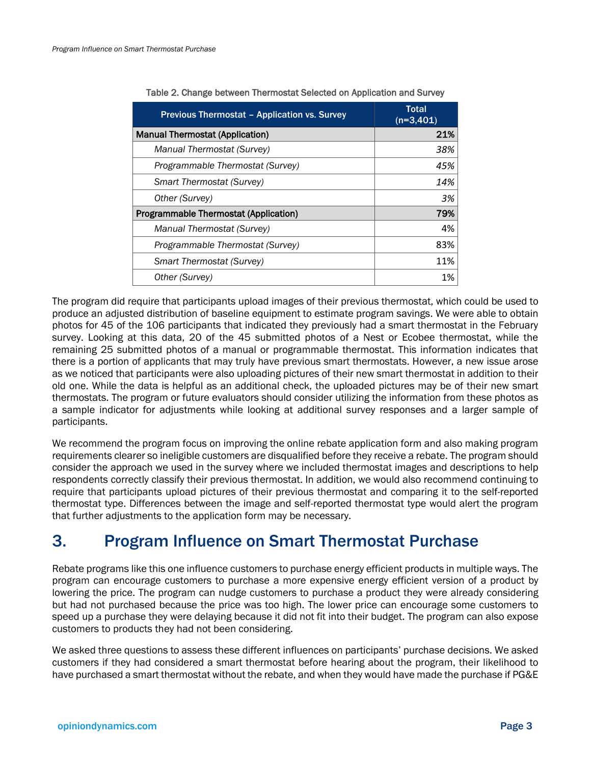Table 2. Change between Thermostat Selected on Application and Survey

| Previous Thermostat – Application vs. Survey | Total (n=3,401) |
|---|---|
| **Manual Thermostat (Application)** | **21%** |
| *Manual Thermostat (Survey)* | *38%* |
| *Programmable Thermostat (Survey)* | *45%* |
| *Smart Thermostat (Survey)* | *14%* |
| *Other (Survey)* | *3%* |
| **Programmable Thermostat (Application)** | **79%** |
| *Manual Thermostat (Survey)* | 4% |
| *Programmable Thermostat (Survey)* | 83% |
| *Smart Thermostat (Survey)* | 11% |
| *Other (Survey)* | 1% |

The program did require that participants upload images of their previous thermostat, which could be used to produce an adjusted distribution of baseline equipment to estimate program savings. We were able to obtain photos for 45 of the 106 participants that indicated they previously had a smart thermostat in the February survey. Looking at this data, 20 of the 45 submitted photos of a Nest or Ecobee thermostat, while the remaining 25 submitted photos of a manual or programmable thermostat. This information indicates that there is a portion of applicants that may truly have previous smart thermostats. However, a new issue arose as we noticed that participants were also uploading pictures of their new smart thermostat in addition to their old one. While the data is helpful as an additional check, the uploaded pictures may be of their new smart thermostats. The program or future evaluators should consider utilizing the information from these photos as a sample indicator for adjustments while looking at additional survey responses and a larger sample of participants.

We recommend the program focus on improving the online rebate application form and also making program requirements clearer so ineligible customers are disqualified before they receive a rebate. The program should consider the approach we used in the survey where we included thermostat images and descriptions to help respondents correctly classify their previous thermostat. In addition, we would also recommend continuing to require that participants upload pictures of their previous thermostat and comparing it to the self-reported thermostat type. Differences between the image and self-reported thermostat type would alert the program that further adjustments to the application form may be necessary.

# 3. Program Influence on Smart Thermostat Purchase

Rebate programs like this one influence customers to purchase energy efficient products in multiple ways. The program can encourage customers to purchase a more expensive energy efficient version of a product by lowering the price. The program can nudge customers to purchase a product they were already considering but had not purchased because the price was too high. The lower price can encourage some customers to speed up a purchase they were delaying because it did not fit into their budget. The program can also expose customers to products they had not been considering.

We asked three questions to assess these different influences on participants' purchase decisions. We asked customers if they had considered a smart thermostat before hearing about the program, their likelihood to have purchased a smart thermostat without the rebate, and when they would have made the purchase if PG&E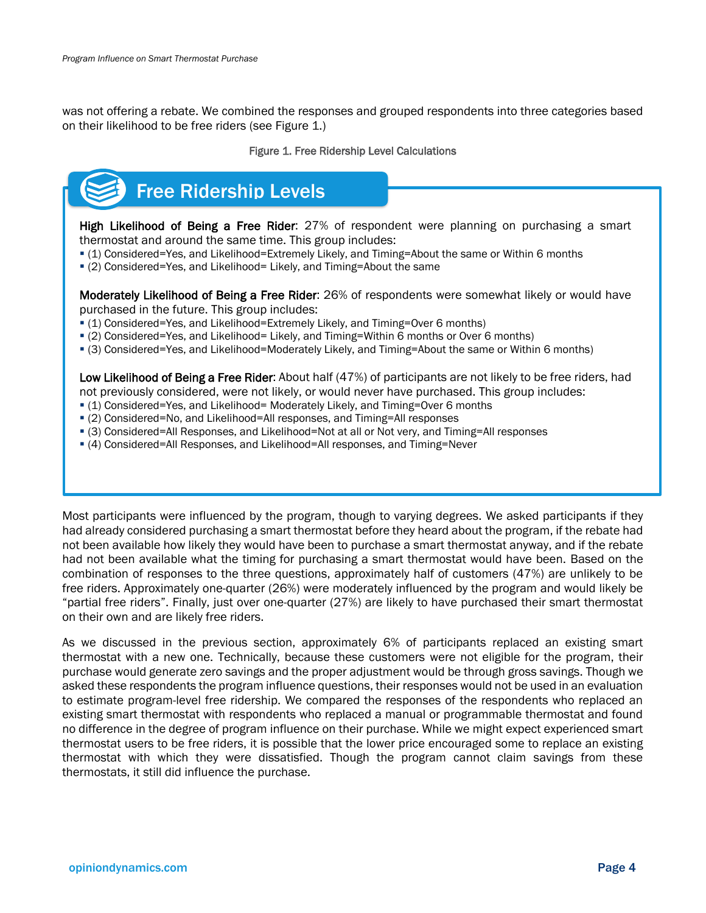was not offering a rebate. We combined the responses and grouped respondents into three categories based on their likelihood to be free riders (see Figure 1.)

Figure 1. Free Ridership Level Calculations

## Free Ridership Levels

**High Likelihood of Being a Free Rider**: 27% of respondent were planning on purchasing a smart thermostat and around the same time. This group includes:

- (1) Considered=Yes, and Likelihood=Extremely Likely, and Timing=About the same or Within 6 months
- (2) Considered=Yes, and Likelihood= Likely, and Timing=About the same

**Moderately Likelihood of Being a Free Rider**: 26% of respondents were somewhat likely or would have purchased in the future. This group includes:

- (1) Considered=Yes, and Likelihood=Extremely Likely, and Timing=Over 6 months)
- (2) Considered=Yes, and Likelihood= Likely, and Timing=Within 6 months or Over 6 months)
- (3) Considered=Yes, and Likelihood=Moderately Likely, and Timing=About the same or Within 6 months)

**Low Likelihood of Being a Free Rider**: About half (47%) of participants are not likely to be free riders, had not previously considered, were not likely, or would never have purchased. This group includes:

- (1) Considered=Yes, and Likelihood= Moderately Likely, and Timing=Over 6 months
- (2) Considered=No, and Likelihood=All responses, and Timing=All responses
- (3) Considered=All Responses, and Likelihood=Not at all or Not very, and Timing=All responses
- (4) Considered=All Responses, and Likelihood=All responses, and Timing=Never

Most participants were influenced by the program, though to varying degrees. We asked participants if they had already considered purchasing a smart thermostat before they heard about the program, if the rebate had not been available how likely they would have been to purchase a smart thermostat anyway, and if the rebate had not been available what the timing for purchasing a smart thermostat would have been. Based on the combination of responses to the three questions, approximately half of customers (47%) are unlikely to be free riders. Approximately one-quarter (26%) were moderately influenced by the program and would likely be "partial free riders". Finally, just over one-quarter (27%) are likely to have purchased their smart thermostat on their own and are likely free riders.

As we discussed in the previous section, approximately 6% of participants replaced an existing smart thermostat with a new one. Technically, because these customers were not eligible for the program, their purchase would generate zero savings and the proper adjustment would be through gross savings. Though we asked these respondents the program influence questions, their responses would not be used in an evaluation to estimate program-level free ridership. We compared the responses of the respondents who replaced an existing smart thermostat with respondents who replaced a manual or programmable thermostat and found no difference in the degree of program influence on their purchase. While we might expect experienced smart thermostat users to be free riders, it is possible that the lower price encouraged some to replace an existing thermostat with which they were dissatisfied. Though the program cannot claim savings from these thermostats, it still did influence the purchase.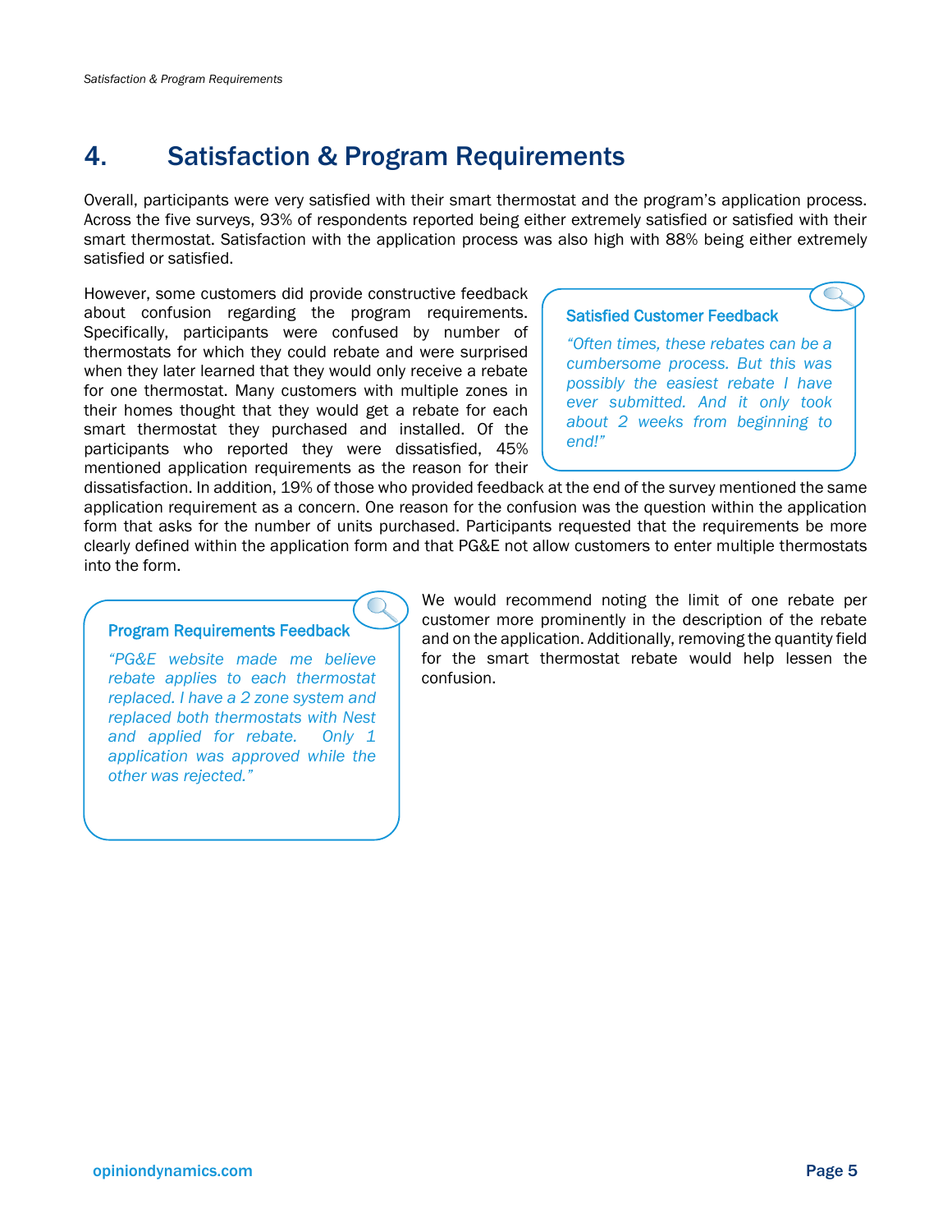# 4. Satisfaction & Program Requirements

Overall, participants were very satisfied with their smart thermostat and the program's application process. Across the five surveys, 93% of respondents reported being either extremely satisfied or satisfied with their smart thermostat. Satisfaction with the application process was also high with 88% being either extremely satisfied or satisfied.

However, some customers did provide constructive feedback about confusion regarding the program requirements. Specifically, participants were confused by number of thermostats for which they could rebate and were surprised when they later learned that they would only receive a rebate for one thermostat. Many customers with multiple zones in their homes thought that they would get a rebate for each smart thermostat they purchased and installed. Of the participants who reported they were dissatisfied, 45% mentioned application requirements as the reason for their dissatisfaction. In addition, 19% of those who provided feedback at the end of the survey mentioned the same application requirement as a concern. One reason for the confusion was the question within the application form that asks for the number of units purchased. Participants requested that the requirements be more clearly defined within the application form and that PG&E not allow customers to enter multiple thermostats into the form.

> **Satisfied Customer Feedback**
>
> *"Often times, these rebates can be a cumbersome process. But this was possibly the easiest rebate I have ever submitted. And it only took about 2 weeks from beginning to end!"*

> **Program Requirements Feedback**
>
> *"PG&E website made me believe rebate applies to each thermostat replaced. I have a 2 zone system and replaced both thermostats with Nest and applied for rebate. Only 1 application was approved while the other was rejected."*

We would recommend noting the limit of one rebate per customer more prominently in the description of the rebate and on the application. Additionally, removing the quantity field for the smart thermostat rebate would help lessen the confusion.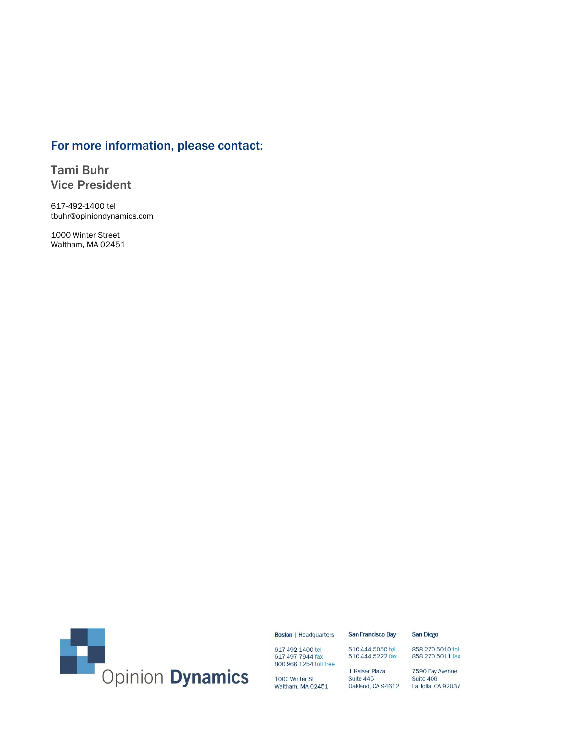## For more information, please contact:

**Tami Buhr**
**Vice President**

617-492-1400 tel
tbuhr@opiniondynamics.com

1000 Winter Street
Waltham, MA 02451

Opinion **Dynamics**

**Boston** | Headquarters

617 492 1400 tel
617 497 7944 fax
800 966 1254 toll free

1000 Winter St
Waltham, MA 02451

**San Francisco Bay**

510 444 5050 tel
510 444 5222 fax

1 Kaiser Plaza
Suite 445
Oakland, CA 94612

**San Diego**

858 270 5010 tel
858 270 5011 fax

7590 Fay Avenue
Suite 406
La Jolla, CA 92037